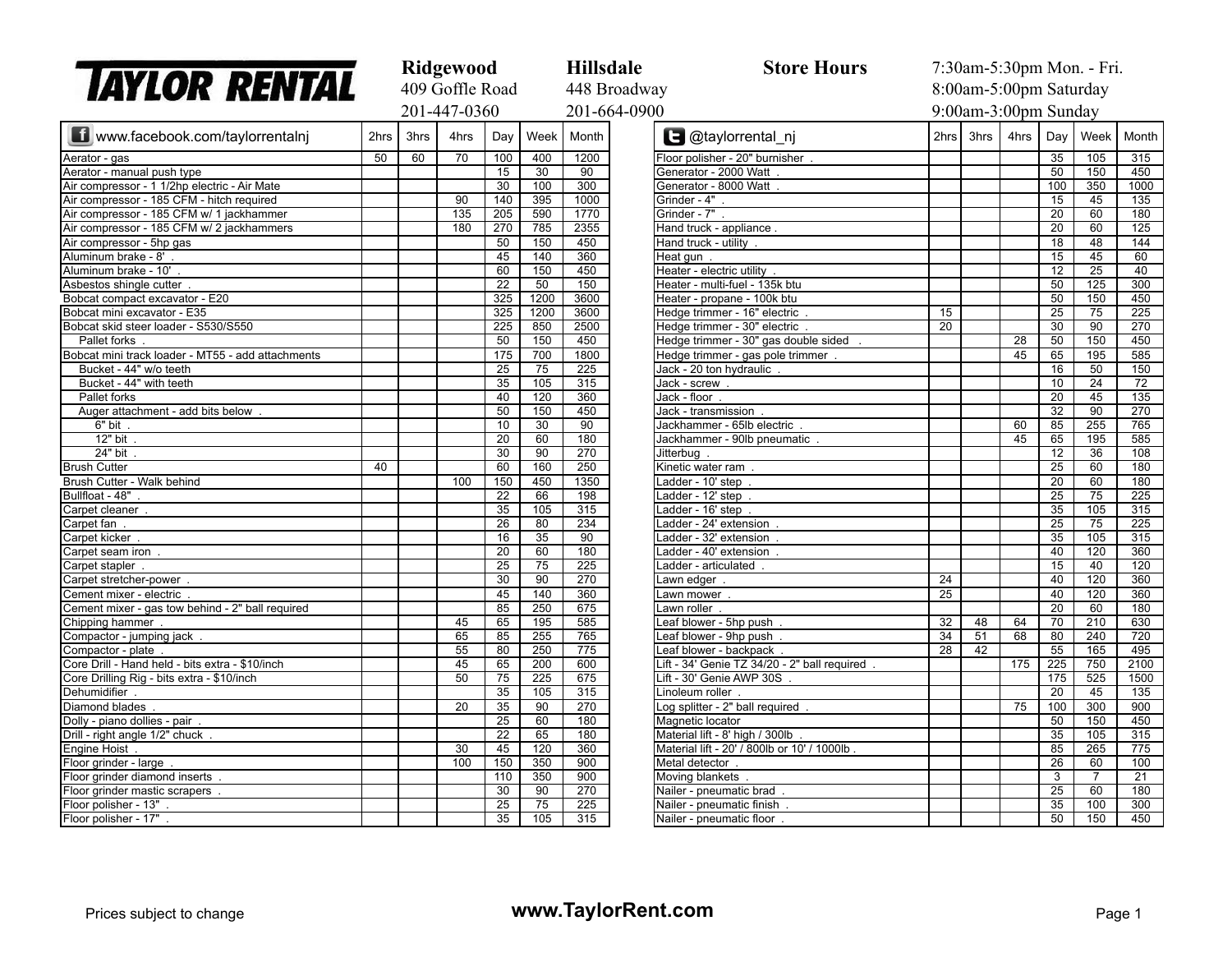# TAYLOR RENTAL

**Ridgewood**
409 Goffle Road
201-447-0360

**Hillsdale**
448 Broadway
201-664-0900

**Store Hours**
7:30am-5:30pm Mon. - Fri.
8:00am-5:00pm Saturday
9:00am-3:00pm Sunday

| www.facebook.com/taylorrentalnj | 2hrs | 3hrs | 4hrs | Day | Week | Month |
|---|---|---|---|---|---|---|
| Aerator - gas | 50 | 60 | 70 | 100 | 400 | 1200 |
| Aerator - manual push type | | | | 15 | 30 | 90 |
| Air compressor - 1 1/2hp electric - Air Mate | | | | 30 | 100 | 300 |
| Air compressor - 185 CFM - hitch required | | | 90 | 140 | 395 | 1000 |
| Air compressor - 185 CFM w/ 1 jackhammer | | | 135 | 205 | 590 | 1770 |
| Air compressor - 185 CFM w/ 2 jackhammers | | | 180 | 270 | 785 | 2355 |
| Air compressor - 5hp gas | | | | 50 | 150 | 450 |
| Aluminum brake - 8' . | | | | 45 | 140 | 360 |
| Aluminum brake - 10' . | | | | 60 | 150 | 450 |
| Asbestos shingle cutter . | | | | 22 | 50 | 150 |
| Bobcat compact excavator - E20 | | | | 325 | 1200 | 3600 |
| Bobcat mini excavator - E35 | | | | 325 | 1200 | 3600 |
| Bobcat skid steer loader - S530/S550 | | | | 225 | 850 | 2500 |
| Pallet forks . | | | | 50 | 150 | 450 |
| Bobcat mini track loader - MT55 - add attachments | | | | 175 | 700 | 1800 |
| Bucket - 44" w/o teeth | | | | 25 | 75 | 225 |
| Bucket - 44" with teeth | | | | 35 | 105 | 315 |
| Pallet forks | | | | 40 | 120 | 360 |
| Auger attachment - add bits below . | | | | 50 | 150 | 450 |
| 6" bit . | | | | 10 | 30 | 90 |
| 12" bit . | | | | 20 | 60 | 180 |
| 24" bit . | | | | 30 | 90 | 270 |
| Brush Cutter | 40 | | | 60 | 160 | 250 |
| Brush Cutter - Walk behind | | | 100 | 150 | 450 | 1350 |
| Bullfloat - 48" . | | | | 22 | 66 | 198 |
| Carpet cleaner . | | | | 35 | 105 | 315 |
| Carpet fan . | | | | 26 | 80 | 234 |
| Carpet kicker . | | | | 16 | 35 | 90 |
| Carpet seam iron . | | | | 20 | 60 | 180 |
| Carpet stapler . | | | | 25 | 75 | 225 |
| Carpet stretcher-power . | | | | 30 | 90 | 270 |
| Cement mixer - electric . | | | | 45 | 140 | 360 |
| Cement mixer - gas tow behind - 2" ball required | | | | 85 | 250 | 675 |
| Chipping hammer . | | | 45 | 65 | 195 | 585 |
| Compactor - jumping jack . | | | 65 | 85 | 255 | 765 |
| Compactor - plate . | | | 55 | 80 | 250 | 775 |
| Core Drill - Hand held - bits extra - $10/inch | | | 45 | 65 | 200 | 600 |
| Core Drilling Rig - bits extra - $10/inch | | | 50 | 75 | 225 | 675 |
| Dehumidifier . | | | | 35 | 105 | 315 |
| Diamond blades . | | | 20 | 35 | 90 | 270 |
| Dolly - piano dollies - pair . | | | | 25 | 60 | 180 |
| Drill - right angle 1/2" chuck . | | | | 22 | 65 | 180 |
| Engine Hoist . | | | 30 | 45 | 120 | 360 |
| Floor grinder - large . | | | 100 | 150 | 350 | 900 |
| Floor grinder diamond inserts . | | | | 110 | 350 | 900 |
| Floor grinder mastic scrapers . | | | | 30 | 90 | 270 |
| Floor polisher - 13" . | | | | 25 | 75 | 225 |
| Floor polisher - 17" . | | | | 35 | 105 | 315 |

| @taylorrental_nj | 2hrs | 3hrs | 4hrs | Day | Week | Month |
|---|---|---|---|---|---|---|
| Floor polisher - 20" burnisher . | | | | 35 | 105 | 315 |
| Generator - 2000 Watt . | | | | 50 | 150 | 450 |
| Generator - 8000 Watt . | | | | 100 | 350 | 1000 |
| Grinder - 4" . | | | | 15 | 45 | 135 |
| Grinder - 7" . | | | | 20 | 60 | 180 |
| Hand truck - appliance . | | | | 20 | 60 | 125 |
| Hand truck - utility . | | | | 18 | 48 | 144 |
| Heat gun . | | | | 15 | 45 | 60 |
| Heater - electric utility . | | | | 12 | 25 | 40 |
| Heater - multi-fuel - 135k btu | | | | 50 | 125 | 300 |
| Heater - propane - 100k btu | | | | 50 | 150 | 450 |
| Hedge trimmer - 16" electric . | 15 | | | 25 | 75 | 225 |
| Hedge trimmer - 30" electric . | 20 | | | 30 | 90 | 270 |
| Hedge trimmer - 30" gas double sided . | | | 28 | 50 | 150 | 450 |
| Hedge trimmer - gas pole trimmer . | | | 45 | 65 | 195 | 585 |
| Jack - 20 ton hydraulic . | | | | 16 | 50 | 150 |
| Jack - screw . | | | | 10 | 24 | 72 |
| Jack - floor . | | | | 20 | 45 | 135 |
| Jack - transmission . | | | | 32 | 90 | 270 |
| Jackhammer - 65lb electric . | | | 60 | 85 | 255 | 765 |
| Jackhammer - 90lb pneumatic . | | | 45 | 65 | 195 | 585 |
| Jitterbug . | | | | 12 | 36 | 108 |
| Kinetic water ram . | | | | 25 | 60 | 180 |
| Ladder - 10' step . | | | | 20 | 60 | 180 |
| Ladder - 12' step . | | | | 25 | 75 | 225 |
| Ladder - 16' step . | | | | 35 | 105 | 315 |
| Ladder - 24' extension . | | | | 25 | 75 | 225 |
| Ladder - 32' extension . | | | | 35 | 105 | 315 |
| Ladder - 40' extension . | | | | 40 | 120 | 360 |
| Ladder - articulated . | | | | 15 | 40 | 120 |
| Lawn edger . | 24 | | | 40 | 120 | 360 |
| Lawn mower . | 25 | | | 40 | 120 | 360 |
| Lawn roller . | | | | 20 | 60 | 180 |
| Leaf blower - 5hp push . | 32 | 48 | 64 | 70 | 210 | 630 |
| Leaf blower - 9hp push . | 34 | 51 | 68 | 80 | 240 | 720 |
| Leaf blower - backpack . | 28 | 42 | | 55 | 165 | 495 |
| Lift - 34' Genie TZ 34/20 - 2" ball required . | | | 175 | 225 | 750 | 2100 |
| Lift - 30' Genie AWP 30S . | | | | 175 | 525 | 1500 |
| Linoleum roller . | | | | 20 | 45 | 135 |
| Log splitter - 2" ball required . | | | 75 | 100 | 300 | 900 |
| Magnetic locator | | | | 50 | 150 | 450 |
| Material lift - 8' high / 300lb . | | | | 35 | 105 | 315 |
| Material lift - 20' / 800lb or 10' / 1000lb . | | | | 85 | 265 | 775 |
| Metal detector . | | | | 26 | 60 | 100 |
| Moving blankets . | | | | 3 | 7 | 21 |
| Nailer - pneumatic brad . | | | | 25 | 60 | 180 |
| Nailer - pneumatic finish . | | | | 35 | 100 | 300 |
| Nailer - pneumatic floor . | | | | 50 | 150 | 450 |

Prices subject to change

**www.TaylorRent.com**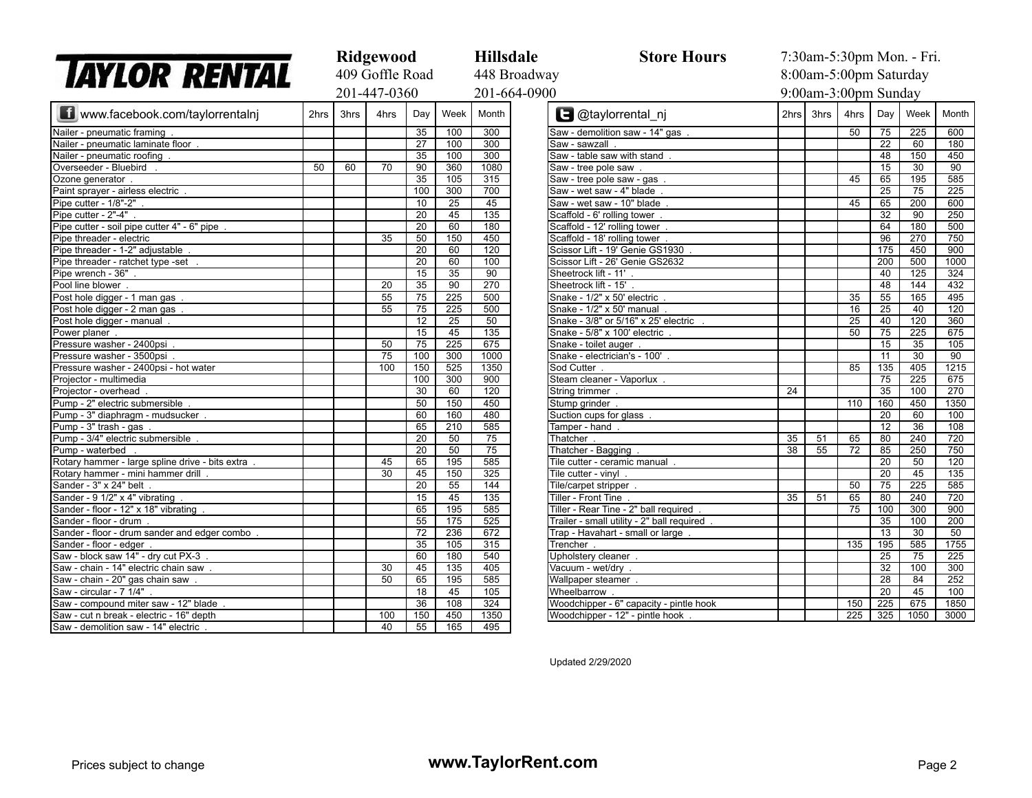**TAYLOR RENTAL**

**Ridgewood**
409 Goffle Road
201-447-0360

**Hillsdale**
448 Broadway
201-664-0900

**Store Hours**
7:30am-5:30pm Mon. - Fri.
8:00am-5:00pm Saturday
9:00am-3:00pm Sunday

| www.facebook.com/taylorrentalnj | 2hrs | 3hrs | 4hrs | Day | Week | Month |
|---|---|---|---|---|---|---|
| Nailer - pneumatic framing . | | | | 35 | 100 | 300 |
| Nailer - pneumatic laminate floor . | | | | 27 | 100 | 300 |
| Nailer - pneumatic roofing . | | | | 35 | 100 | 300 |
| Overseeder - Bluebird . | 50 | 60 | 70 | 90 | 360 | 1080 |
| Ozone generator . | | | | 35 | 105 | 315 |
| Paint sprayer - airless electric . | | | | 100 | 300 | 700 |
| Pipe cutter - 1/8"-2" . | | | | 10 | 25 | 45 |
| Pipe cutter - 2"-4" . | | | | 20 | 45 | 135 |
| Pipe cutter - soil pipe cutter 4" - 6" pipe . | | | | 20 | 60 | 180 |
| Pipe threader - electric | | | 35 | 50 | 150 | 450 |
| Pipe threader - 1-2" adjustable . | | | | 20 | 60 | 120 |
| Pipe threader - ratchet type -set . | | | | 20 | 60 | 100 |
| Pipe wrench - 36" . | | | | 15 | 35 | 90 |
| Pool line blower . | | | 20 | 35 | 90 | 270 |
| Post hole digger - 1 man gas . | | | 55 | 75 | 225 | 500 |
| Post hole digger - 2 man gas . | | | 55 | 75 | 225 | 500 |
| Post hole digger - manual . | | | | 12 | 25 | 50 |
| Power planer . | | | | 15 | 45 | 135 |
| Pressure washer - 2400psi . | | | 50 | 75 | 225 | 675 |
| Pressure washer - 3500psi . | | | 75 | 100 | 300 | 1000 |
| Pressure washer - 2400psi - hot water | | | 100 | 150 | 525 | 1350 |
| Projector - multimedia | | | | 100 | 300 | 900 |
| Projector - overhead . | | | | 30 | 60 | 120 |
| Pump - 2" electric submersible . | | | | 50 | 150 | 450 |
| Pump - 3" diaphragm - mudsucker . | | | | 60 | 160 | 480 |
| Pump - 3" trash - gas . | | | | 65 | 210 | 585 |
| Pump - 3/4" electric submersible . | | | | 20 | 50 | 75 |
| Pump - waterbed . | | | | 20 | 50 | 75 |
| Rotary hammer - large spline drive - bits extra . | | | 45 | 65 | 195 | 585 |
| Rotary hammer - mini hammer drill . | | | 30 | 45 | 150 | 325 |
| Sander - 3" x 24" belt . | | | | 20 | 55 | 144 |
| Sander - 9 1/2" x 4" vibrating . | | | | 15 | 45 | 135 |
| Sander - floor - 12" x 18" vibrating . | | | | 65 | 195 | 585 |
| Sander - floor - drum . | | | | 55 | 175 | 525 |
| Sander - floor - drum sander and edger combo . | | | | 72 | 236 | 672 |
| Sander - floor - edger . | | | | 35 | 105 | 315 |
| Saw - block saw 14" - dry cut PX-3 . | | | | 60 | 180 | 540 |
| Saw - chain - 14" electric chain saw . | | | 30 | 45 | 135 | 405 |
| Saw - chain - 20" gas chain saw . | | | 50 | 65 | 195 | 585 |
| Saw - circular - 7 1/4" . | | | | 18 | 45 | 105 |
| Saw - compound miter saw - 12" blade . | | | | 36 | 108 | 324 |
| Saw - cut n break - electric - 16" depth | | | 100 | 150 | 450 | 1350 |
| Saw - demolition saw - 14" electric . | | | 40 | 55 | 165 | 495 |

| @taylorrental_nj | 2hrs | 3hrs | 4hrs | Day | Week | Month |
|---|---|---|---|---|---|---|
| Saw - demolition saw - 14" gas . | | | 50 | 75 | 225 | 600 |
| Saw - sawzall . | | | | 22 | 60 | 180 |
| Saw - table saw with stand . | | | | 48 | 150 | 450 |
| Saw - tree pole saw . | | | | 15 | 30 | 90 |
| Saw - tree pole saw - gas . | | | 45 | 65 | 195 | 585 |
| Saw - wet saw - 4" blade . | | | | 25 | 75 | 225 |
| Saw - wet saw - 10" blade . | | | 45 | 65 | 200 | 600 |
| Scaffold - 6' rolling tower . | | | | 32 | 90 | 250 |
| Scaffold - 12' rolling tower . | | | | 64 | 180 | 500 |
| Scaffold - 18' rolling tower . | | | | 96 | 270 | 750 |
| Scissor Lift - 19' Genie GS1930 . | | | | 175 | 450 | 900 |
| Scissor Lift - 26' Genie GS2632 | | | | 200 | 500 | 1000 |
| Sheetrock lift - 11' . | | | | 40 | 125 | 324 |
| Sheetrock lift - 15' . | | | | 48 | 144 | 432 |
| Snake - 1/2" x 50' electric . | | | 35 | 55 | 165 | 495 |
| Snake - 1/2" x 50' manual . | | | 16 | 25 | 40 | 120 |
| Snake - 3/8" or 5/16" x 25' electric . | | | 25 | 40 | 120 | 360 |
| Snake - 5/8" x 100' electric . | | | 50 | 75 | 225 | 675 |
| Snake - toilet auger . | | | | 15 | 35 | 105 |
| Snake - electrician's - 100' . | | | | 11 | 30 | 90 |
| Sod Cutter . | | | 85 | 135 | 405 | 1215 |
| Steam cleaner - Vaporlux . | | | | 75 | 225 | 675 |
| String trimmer . | 24 | | | 35 | 100 | 270 |
| Stump grinder . | | | 110 | 160 | 450 | 1350 |
| Suction cups for glass . | | | | 20 | 60 | 100 |
| Tamper - hand . | | | | 12 | 36 | 108 |
| Thatcher . | 35 | 51 | 65 | 80 | 240 | 720 |
| Thatcher - Bagging . | 38 | 55 | 72 | 85 | 250 | 750 |
| Tile cutter - ceramic manual . | | | | 20 | 50 | 120 |
| Tile cutter - vinyl . | | | | 20 | 45 | 135 |
| Tile/carpet stripper . | | | 50 | 75 | 225 | 585 |
| Tiller - Front Tine . | 35 | 51 | 65 | 80 | 240 | 720 |
| Tiller - Rear Tine - 2" ball required . | | | 75 | 100 | 300 | 900 |
| Trailer - small utility - 2" ball required . | | | | 35 | 100 | 200 |
| Trap - Havahart - small or large . | | | | 13 | 30 | 50 |
| Trencher . | | | 135 | 195 | 585 | 1755 |
| Upholstery cleaner . | | | | 25 | 75 | 225 |
| Vacuum - wet/dry . | | | | 32 | 100 | 300 |
| Wallpaper steamer . | | | | 28 | 84 | 252 |
| Wheelbarrow . | | | | 20 | 45 | 100 |
| Woodchipper - 6" capacity - pintle hook | | | 150 | 225 | 675 | 1850 |
| Woodchipper - 12" - pintle hook . | | | 225 | 325 | 1050 | 3000 |

Updated 2/29/2020

Prices subject to change

**www.TaylorRent.com**